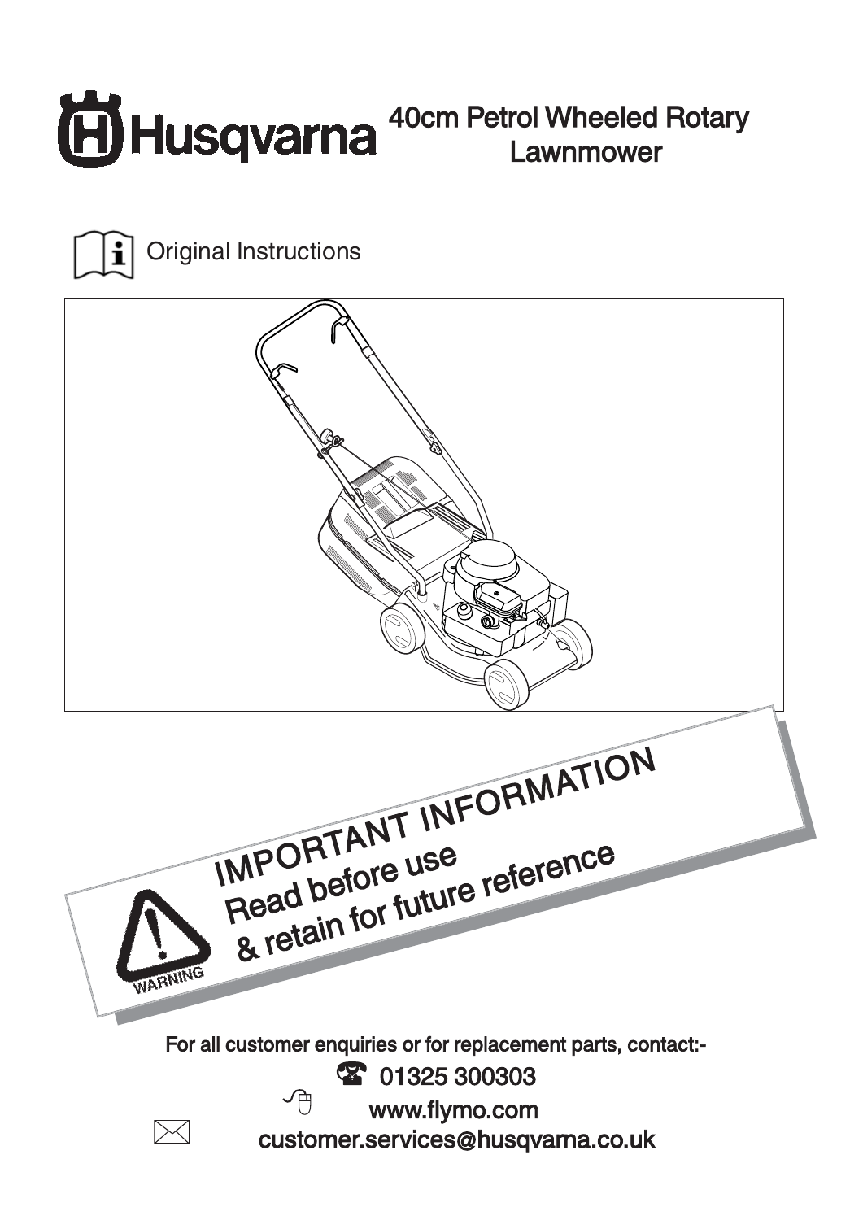# Husqvarna

## 40cm Petrol Wheeled Rotary Lawnmower

Original Instructions

**IMPORTANT INFORMATION**

**Read before use**

**& retain for future reference**

WARNING

For all customer enquiries or for replacement parts, contact:-

01325 300303

www.flymo.com

customer.services@husqvarna.co.uk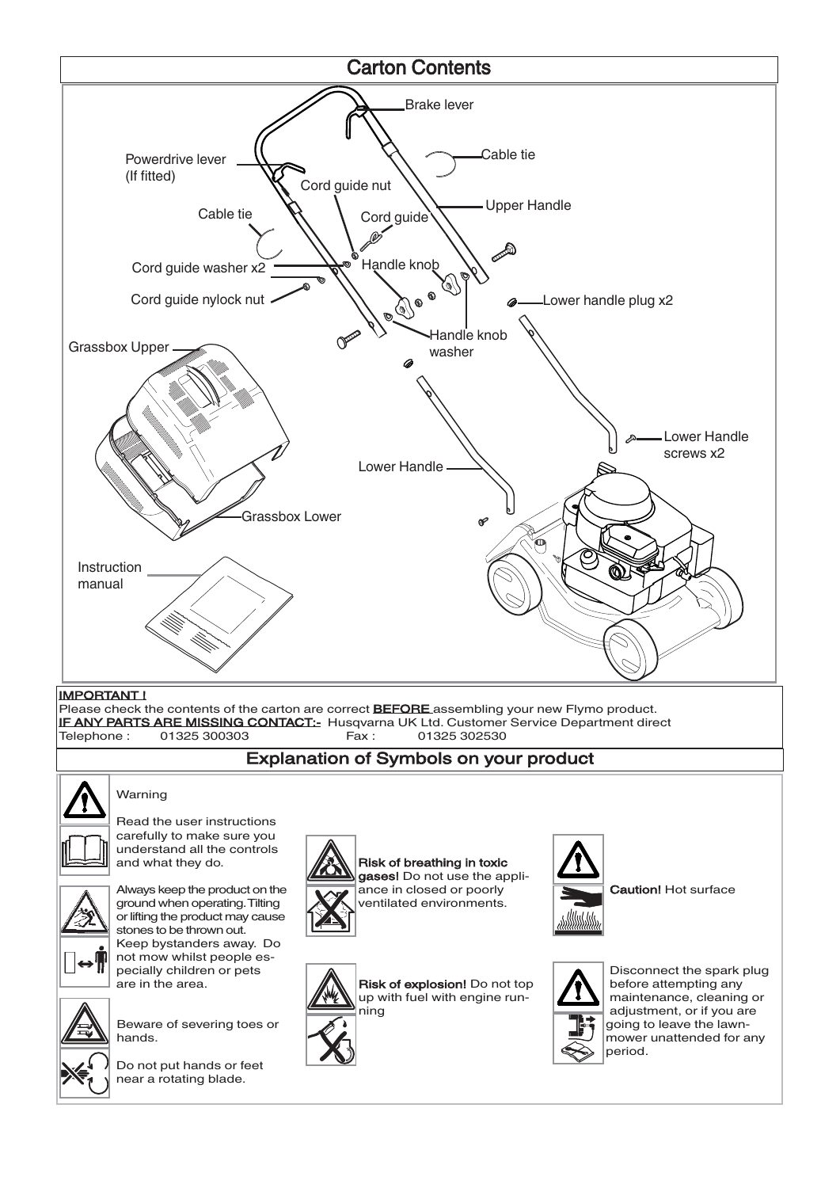# Carton Contents

Brake lever

Powerdrive lever (If fitted)

Cable tie

Cord guide nut

Upper Handle

Cable tie

Cord guide

Cord guide washer x2

Handle knob

Cord guide nylock nut

Lower handle plug x2

Handle knob washer

Grassbox Upper

Lower Handle screws x2

Lower Handle

Grassbox Lower

Instruction manual

**IMPORTANT !**

Please check the contents of the carton are correct **BEFORE** assembling your new Flymo product.

**IF ANY PARTS ARE MISSING CONTACT:-** Husqvarna UK Ltd. Customer Service Department direct

Telephone : 01325 300303 Fax : 01325 302530

## Explanation of Symbols on your product

Warning

Read the user instructions carefully to make sure you understand all the controls and what they do.

Always keep the product on the ground when operating. Tilting or lifting the product may cause stones to be thrown out.

Keep bystanders away. Do not mow whilst people especially children or pets are in the area.

Beware of severing toes or hands.

Do not put hands or feet near a rotating blade.

**Risk of breathing in toxic gases!** Do not use the appliance in closed or poorly ventilated environments.

**Risk of explosion!** Do not top up with fuel with engine running

**Caution!** Hot surface

Disconnect the spark plug before attempting any maintenance, cleaning or adjustment, or if you are going to leave the lawnmower unattended for any period.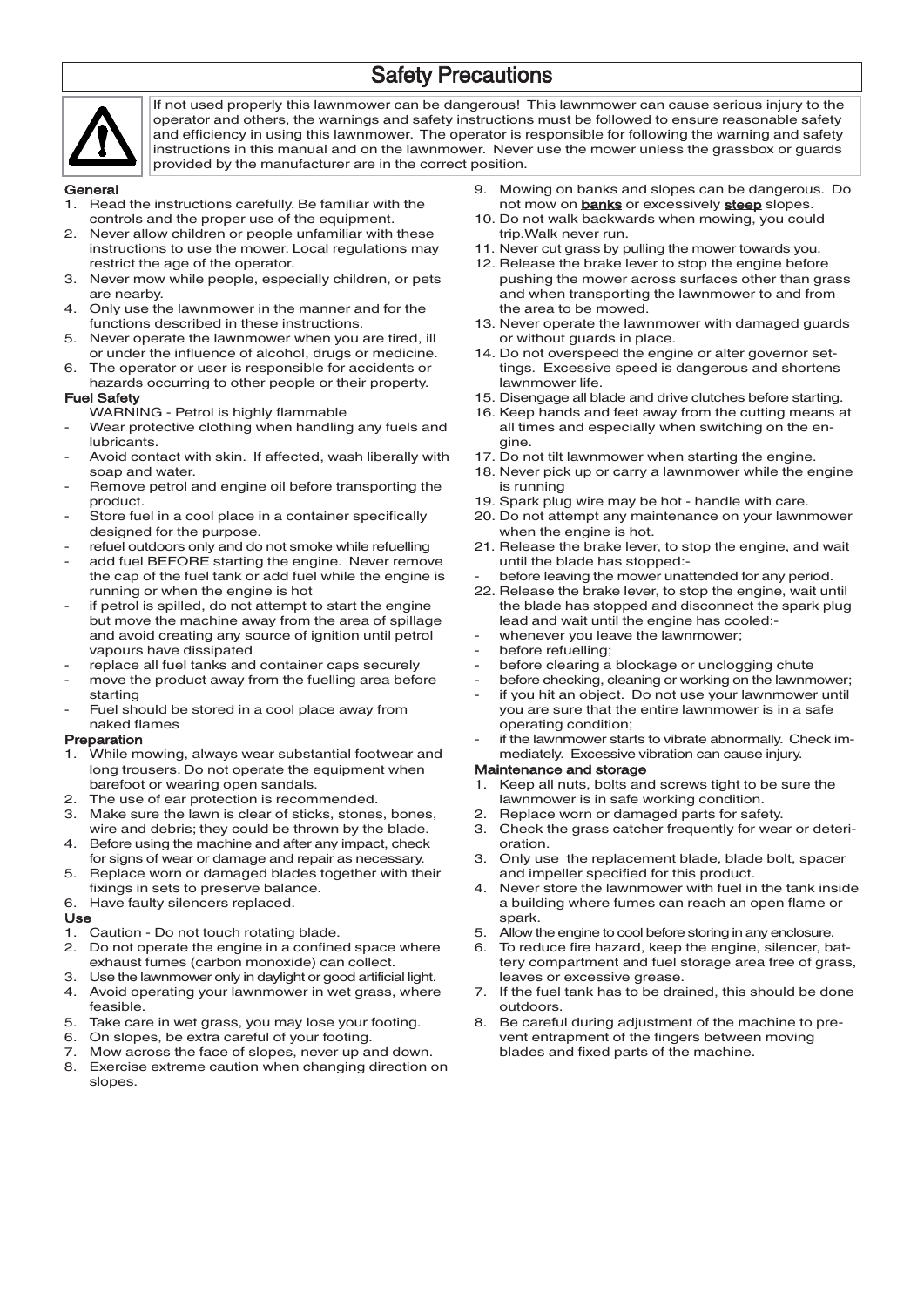# Safety Precautions

If not used properly this lawnmower can be dangerous! This lawnmower can cause serious injury to the operator and others, the warnings and safety instructions must be followed to ensure reasonable safety and efficiency in using this lawnmower. The operator is responsible for following the warning and safety instructions in this manual and on the lawnmower. Never use the mower unless the grassbox or guards provided by the manufacturer are in the correct position.

### General

1. Read the instructions carefully. Be familiar with the controls and the proper use of the equipment.
2. Never allow children or people unfamiliar with these instructions to use the mower. Local regulations may restrict the age of the operator.
3. Never mow while people, especially children, or pets are nearby.
4. Only use the lawnmower in the manner and for the functions described in these instructions.
5. Never operate the lawnmower when you are tired, ill or under the influence of alcohol, drugs or medicine.
6. The operator or user is responsible for accidents or hazards occurring to other people or their property.

### Fuel Safety

WARNING - Petrol is highly flammable

- Wear protective clothing when handling any fuels and lubricants.
- Avoid contact with skin. If affected, wash liberally with soap and water.
- Remove petrol and engine oil before transporting the product.
- Store fuel in a cool place in a container specifically designed for the purpose.
- refuel outdoors only and do not smoke while refuelling
- add fuel BEFORE starting the engine. Never remove the cap of the fuel tank or add fuel while the engine is running or when the engine is hot
- if petrol is spilled, do not attempt to start the engine but move the machine away from the area of spillage and avoid creating any source of ignition until petrol vapours have dissipated
- replace all fuel tanks and container caps securely
- move the product away from the fuelling area before starting
- Fuel should be stored in a cool place away from naked flames

### Preparation

1. While mowing, always wear substantial footwear and long trousers. Do not operate the equipment when barefoot or wearing open sandals.
2. The use of ear protection is recommended.
3. Make sure the lawn is clear of sticks, stones, bones, wire and debris; they could be thrown by the blade.
4. Before using the machine and after any impact, check for signs of wear or damage and repair as necessary.
5. Replace worn or damaged blades together with their fixings in sets to preserve balance.
6. Have faulty silencers replaced.

### Use

1. Caution - Do not touch rotating blade.
2. Do not operate the engine in a confined space where exhaust fumes (carbon monoxide) can collect.
3. Use the lawnmower only in daylight or good artificial light.
4. Avoid operating your lawnmower in wet grass, where feasible.
5. Take care in wet grass, you may lose your footing.
6. On slopes, be extra careful of your footing.
7. Mow across the face of slopes, never up and down.
8. Exercise extreme caution when changing direction on slopes.
9. Mowing on banks and slopes can be dangerous. Do not mow on **banks** or excessively **steep** slopes.
10. Do not walk backwards when mowing, you could trip.Walk never run.
11. Never cut grass by pulling the mower towards you.
12. Release the brake lever to stop the engine before pushing the mower across surfaces other than grass and when transporting the lawnmower to and from the area to be mowed.
13. Never operate the lawnmower with damaged guards or without guards in place.
14. Do not overspeed the engine or alter governor settings. Excessive speed is dangerous and shortens lawnmower life.
15. Disengage all blade and drive clutches before starting.
16. Keep hands and feet away from the cutting means at all times and especially when switching on the engine.
17. Do not tilt lawnmower when starting the engine.
18. Never pick up or carry a lawnmower while the engine is running
19. Spark plug wire may be hot - handle with care.
20. Do not attempt any maintenance on your lawnmower when the engine is hot.
21. Release the brake lever, to stop the engine, and wait until the blade has stopped:-
    - before leaving the mower unattended for any period.
22. Release the brake lever, to stop the engine, wait until the blade has stopped and disconnect the spark plug lead and wait until the engine has cooled:-
    - whenever you leave the lawnmower;
    - before refuelling;
    - before clearing a blockage or unclogging chute
    - before checking, cleaning or working on the lawnmower;
    - if you hit an object. Do not use your lawnmower until you are sure that the entire lawnmower is in a safe operating condition;
    - if the lawnmower starts to vibrate abnormally. Check immediately. Excessive vibration can cause injury.

### Maintenance and storage

1. Keep all nuts, bolts and screws tight to be sure the lawnmower is in safe working condition.
2. Replace worn or damaged parts for safety.
3. Check the grass catcher frequently for wear or deterioration.
3. Only use the replacement blade, blade bolt, spacer and impeller specified for this product.
4. Never store the lawnmower with fuel in the tank inside a building where fumes can reach an open flame or spark.
5. Allow the engine to cool before storing in any enclosure.
6. To reduce fire hazard, keep the engine, silencer, battery compartment and fuel storage area free of grass, leaves or excessive grease.
7. If the fuel tank has to be drained, this should be done outdoors.
8. Be careful during adjustment of the machine to prevent entrapment of the fingers between moving blades and fixed parts of the machine.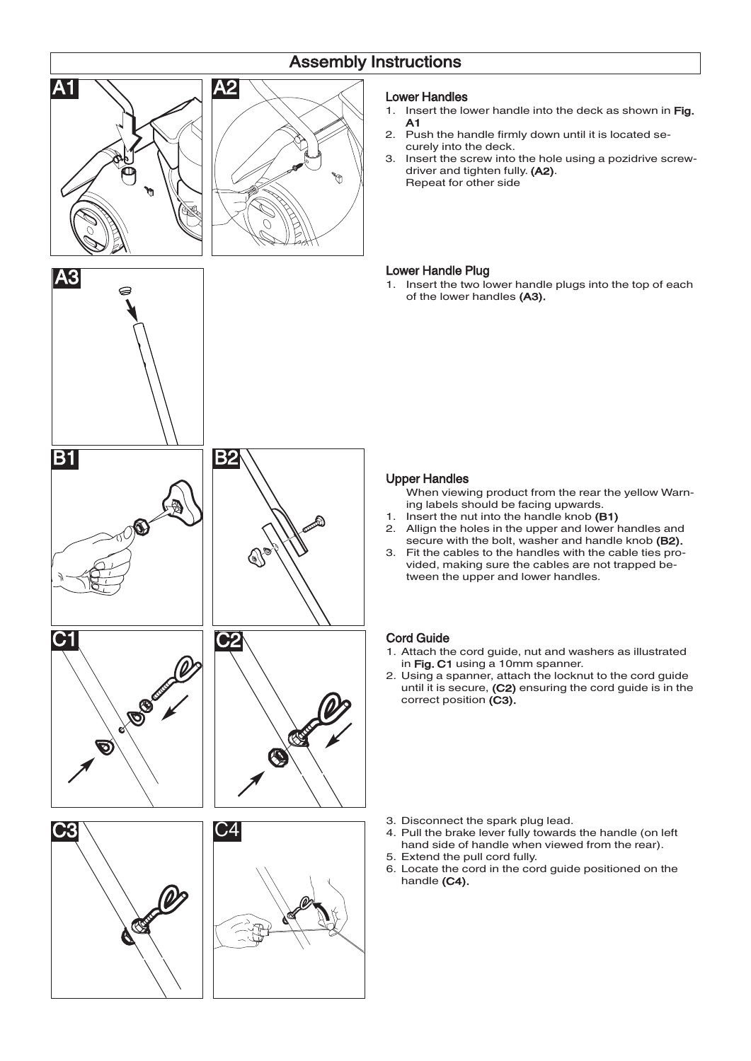# Assembly Instructions

A1 A2

### Lower Handles

1. Insert the lower handle into the deck as shown in **Fig. A1**
2. Push the handle firmly down until it is located securely into the deck.
3. Insert the screw into the hole using a pozidrive screwdriver and tighten fully. **(A2)**.
   Repeat for other side

A3

### Lower Handle Plug

1. Insert the two lower handle plugs into the top of each of the lower handles **(A3).**

B1 B2

### Upper Handles

When viewing product from the rear the yellow Warning labels should be facing upwards.

1. Insert the nut into the handle knob **(B1)**
2. Allign the holes in the upper and lower handles and secure with the bolt, washer and handle knob **(B2).**
3. Fit the cables to the handles with the cable ties provided, making sure the cables are not trapped between the upper and lower handles.

C1 C2

### Cord Guide

1. Attach the cord guide, nut and washers as illustrated in **Fig. C1** using a 10mm spanner.
2. Using a spanner, attach the locknut to the cord guide until it is secure, **(C2)** ensuring the cord guide is in the correct position **(C3).**

C3 C4

3. Disconnect the spark plug lead.
4. Pull the brake lever fully towards the handle (on left hand side of handle when viewed from the rear).
5. Extend the pull cord fully.
6. Locate the cord in the cord guide positioned on the handle **(C4).**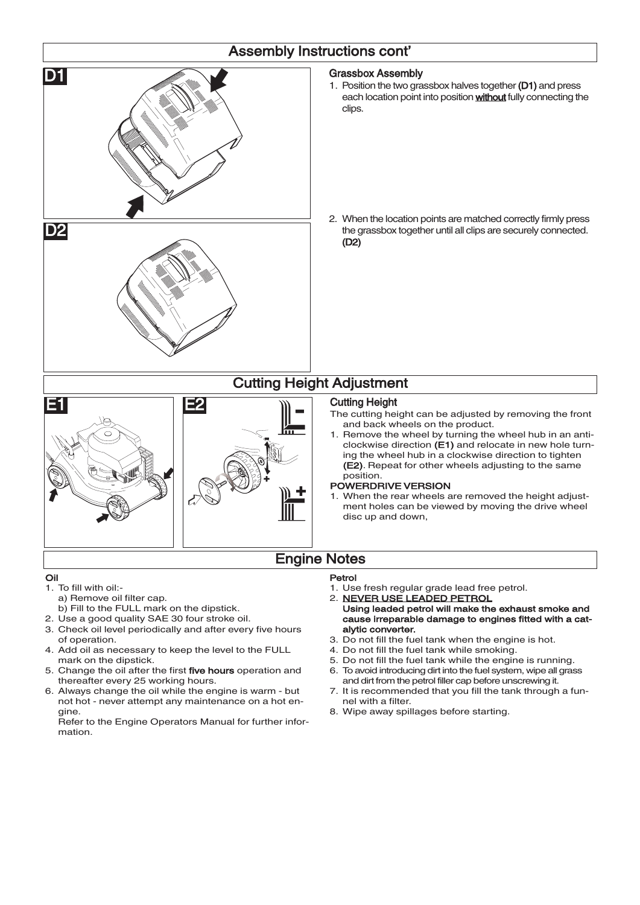## Assembly Instructions cont'

### Grassbox Assembly

1. Position the two grassbox halves together **(D1)** and press each location point into position **without** fully connecting the clips.
2. When the location points are matched correctly firmly press the grassbox together until all clips are securely connected. **(D2)**

## Cutting Height Adjustment

### Cutting Height

The cutting height can be adjusted by removing the front and back wheels on the product.

1. Remove the wheel by turning the wheel hub in an anti-clockwise direction **(E1)** and relocate in new hole turning the wheel hub in a clockwise direction to tighten **(E2)**. Repeat for other wheels adjusting to the same position.

**POWERDRIVE VERSION**

1. When the rear wheels are removed the height adjustment holes can be viewed by moving the drive wheel disc up and down,

## Engine Notes

**Oil**

1. To fill with oil:-
   a) Remove oil filter cap.
   b) Fill to the FULL mark on the dipstick.
2. Use a good quality SAE 30 four stroke oil.
3. Check oil level periodically and after every five hours of operation.
4. Add oil as necessary to keep the level to the FULL mark on the dipstick.
5. Change the oil after the first **five hours** operation and thereafter every 25 working hours.
6. Always change the oil while the engine is warm - but not hot - never attempt any maintenance on a hot engine.
   Refer to the Engine Operators Manual for further information.

**Petrol**

1. Use fresh regular grade lead free petrol.
2. **NEVER USE LEADED PETROL**
   **Using leaded petrol will make the exhaust smoke and cause irreparable damage to engines fitted with a catalytic converter.**
3. Do not fill the fuel tank when the engine is hot.
4. Do not fill the fuel tank while smoking.
5. Do not fill the fuel tank while the engine is running.
6. To avoid introducing dirt into the fuel system, wipe all grass and dirt from the petrol filler cap before unscrewing it.
7. It is recommended that you fill the tank through a funnel with a filter.
8. Wipe away spillages before starting.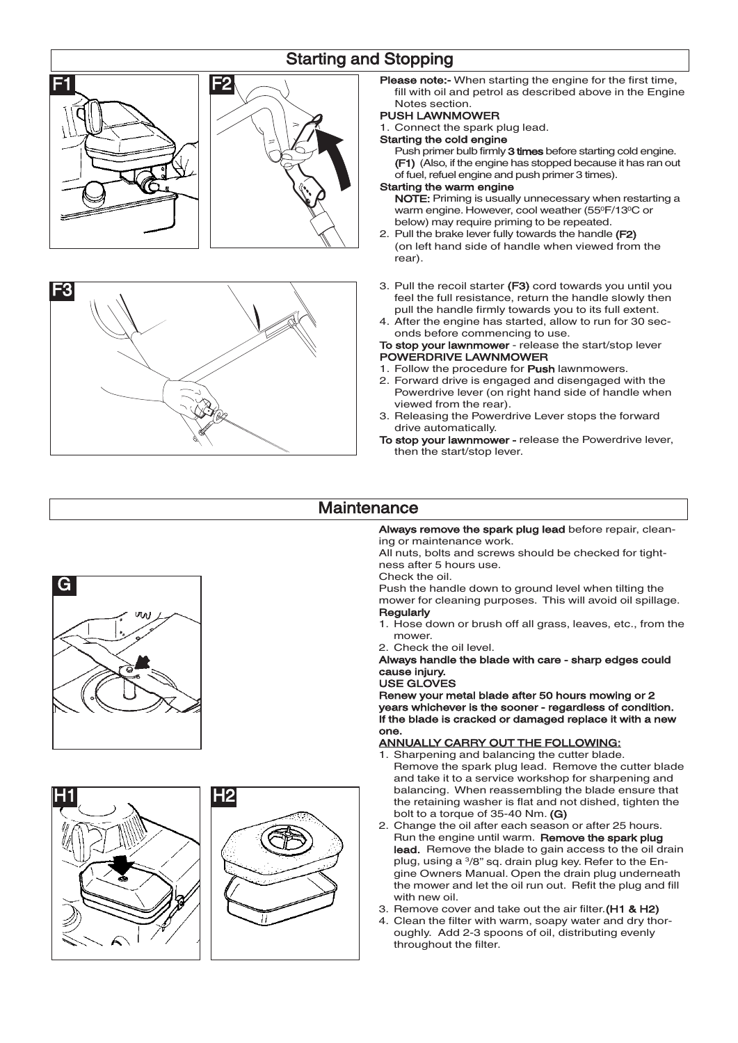## Starting and Stopping

**Please note:-** When starting the engine for the first time, fill with oil and petrol as described above in the Engine Notes section.

**PUSH LAWNMOWER**

1. Connect the spark plug lead.

**Starting the cold engine**

Push primer bulb firmly **3 times** before starting cold engine. **(F1)** (Also, if the engine has stopped because it has ran out of fuel, refuel engine and push primer 3 times).

**Starting the warm engine**

**NOTE:** Priming is usually unnecessary when restarting a warm engine. However, cool weather (55ºF/13ºC or below) may require priming to be repeated.

2. Pull the brake lever fully towards the handle **(F2)** (on left hand side of handle when viewed from the rear).
3. Pull the recoil starter **(F3)** cord towards you until you feel the full resistance, return the handle slowly then pull the handle firmly towards you to its full extent.
4. After the engine has started, allow to run for 30 seconds before commencing to use.

**To stop your lawnmower** - release the start/stop lever

**POWERDRIVE LAWNMOWER**

1. Follow the procedure for **Push** lawnmowers.
2. Forward drive is engaged and disengaged with the Powerdrive lever (on right hand side of handle when viewed from the rear).
3. Releasing the Powerdrive Lever stops the forward drive automatically.

**To stop your lawnmower -** release the Powerdrive lever, then the start/stop lever.

## Maintenance

**Always remove the spark plug lead** before repair, cleaning or maintenance work.

All nuts, bolts and screws should be checked for tightness after 5 hours use.

Check the oil.

Push the handle down to ground level when tilting the mower for cleaning purposes. This will avoid oil spillage.

**Regularly**

1. Hose down or brush off all grass, leaves, etc., from the mower.
2. Check the oil level.

**Always handle the blade with care - sharp edges could cause injury.**

**USE GLOVES**

**Renew your metal blade after 50 hours mowing or 2 years whichever is the sooner - regardless of condition. If the blade is cracked or damaged replace it with a new one.**

**ANNUALLY CARRY OUT THE FOLLOWING:**

1. Sharpening and balancing the cutter blade. Remove the spark plug lead. Remove the cutter blade and take it to a service workshop for sharpening and balancing. When reassembling the blade ensure that the retaining washer is flat and not dished, tighten the bolt to a torque of 35-40 Nm. **(G)**
2. Change the oil after each season or after 25 hours. Run the engine until warm. **Remove the spark plug lead.** Remove the blade to gain access to the oil drain plug, using a 3/8" sq. drain plug key. Refer to the Engine Owners Manual. Open the drain plug underneath the mower and let the oil run out. Refit the plug and fill with new oil.
3. Remove cover and take out the air filter. **(H1 & H2)**
4. Clean the filter with warm, soapy water and dry thoroughly. Add 2-3 spoons of oil, distributing evenly throughout the filter.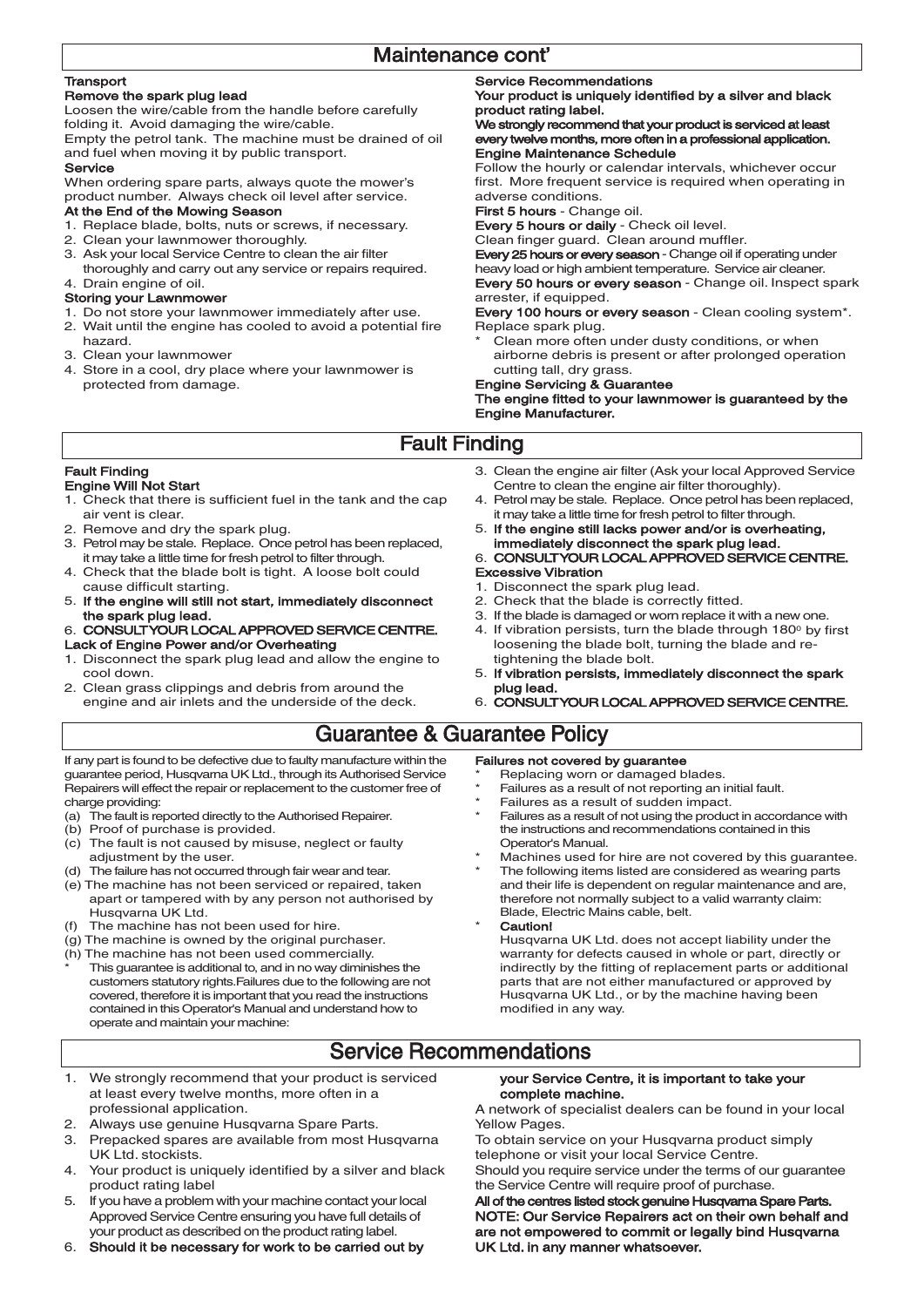# Maintenance cont'

**Transport**

**Remove the spark plug lead**

Loosen the wire/cable from the handle before carefully folding it. Avoid damaging the wire/cable.

Empty the petrol tank. The machine must be drained of oil and fuel when moving it by public transport.

**Service**

When ordering spare parts, always quote the mower's product number. Always check oil level after service.

**At the End of the Mowing Season**

1. Replace blade, bolts, nuts or screws, if necessary.
2. Clean your lawnmower thoroughly.
3. Ask your local Service Centre to clean the air filter thoroughly and carry out any service or repairs required.
4. Drain engine of oil.

**Storing your Lawnmower**

1. Do not store your lawnmower immediately after use.
2. Wait until the engine has cooled to avoid a potential fire hazard.
3. Clean your lawnmower
4. Store in a cool, dry place where your lawnmower is protected from damage.

**Service Recommendations**

**Your product is uniquely identified by a silver and black product rating label.**

**We strongly recommend that your product is serviced at least every twelve months, more often in a professional application.**

**Engine Maintenance Schedule**

Follow the hourly or calendar intervals, whichever occur first. More frequent service is required when operating in adverse conditions.

**First 5 hours** - Change oil.

**Every 5 hours or daily** - Check oil level.

Clean finger guard. Clean around muffler.

**Every 25 hours or every season** - Change oil if operating under heavy load or high ambient temperature. Service air cleaner.

**Every 50 hours or every season** - Change oil. Inspect spark arrester, if equipped.

**Every 100 hours or every season** - Clean cooling system*. Replace spark plug.

* Clean more often under dusty conditions, or when airborne debris is present or after prolonged operation cutting tall, dry grass.

**Engine Servicing & Guarantee**

**The engine fitted to your lawnmower is guaranteed by the Engine Manufacturer.**

# Fault Finding

**Fault Finding**

**Engine Will Not Start**

1. Check that there is sufficient fuel in the tank and the cap air vent is clear.
2. Remove and dry the spark plug.
3. Petrol may be stale. Replace. Once petrol has been replaced, it may take a little time for fresh petrol to filter through.
4. Check that the blade bolt is tight. A loose bolt could cause difficult starting.
5. **If the engine will still not start, immediately disconnect the spark plug lead.**
6. **CONSULT YOUR LOCAL APPROVED SERVICE CENTRE.**

**Lack of Engine Power and/or Overheating**

1. Disconnect the spark plug lead and allow the engine to cool down.
2. Clean grass clippings and debris from around the engine and air inlets and the underside of the deck.
3. Clean the engine air filter (Ask your local Approved Service Centre to clean the engine air filter thoroughly).
4. Petrol may be stale. Replace. Once petrol has been replaced, it may take a little time for fresh petrol to filter through.
5. **If the engine still lacks power and/or is overheating, immediately disconnect the spark plug lead.**
6. **CONSULT YOUR LOCAL APPROVED SERVICE CENTRE.**

**Excessive Vibration**

1. Disconnect the spark plug lead.
2. Check that the blade is correctly fitted.
3. If the blade is damaged or worn replace it with a new one.
4. If vibration persists, turn the blade through 180° by first loosening the blade bolt, turning the blade and re-tightening the blade bolt.
5. **If vibration persists, immediately disconnect the spark plug lead.**
6. **CONSULT YOUR LOCAL APPROVED SERVICE CENTRE.**

# Guarantee & Guarantee Policy

If any part is found to be defective due to faulty manufacture within the guarantee period, Husqvarna UK Ltd., through its Authorised Service Repairers will effect the repair or replacement to the customer free of charge providing:

(a) The fault is reported directly to the Authorised Repairer.
(b) Proof of purchase is provided.
(c) The fault is not caused by misuse, neglect or faulty adjustment by the user.
(d) The failure has not occurred through fair wear and tear.
(e) The machine has not been serviced or repaired, taken apart or tampered with by any person not authorised by Husqvarna UK Ltd.
(f) The machine has not been used for hire.
(g) The machine is owned by the original purchaser.
(h) The machine has not been used commercially.

* This guarantee is additional to, and in no way diminishes the customers statutory rights.Failures due to the following are not covered, therefore it is important that you read the instructions contained in this Operator's Manual and understand how to operate and maintain your machine:

**Failures not covered by guarantee**

* Replacing worn or damaged blades.
* Failures as a result of not reporting an initial fault.
* Failures as a result of sudden impact.
* Failures as a result of not using the product in accordance with the instructions and recommendations contained in this Operator's Manual.
* Machines used for hire are not covered by this guarantee.
* The following items listed are considered as wearing parts and their life is dependent on regular maintenance and are, therefore not normally subject to a valid warranty claim: Blade, Electric Mains cable, belt.
* **Caution!** Husqvarna UK Ltd. does not accept liability under the warranty for defects caused in whole or part, directly or indirectly by the fitting of replacement parts or additional parts that are not either manufactured or approved by Husqvarna UK Ltd., or by the machine having been modified in any way.

# Service Recommendations

1. We strongly recommend that your product is serviced at least every twelve months, more often in a professional application.
2. Always use genuine Husqvarna Spare Parts.
3. Prepacked spares are available from most Husqvarna UK Ltd. stockists.
4. Your product is uniquely identified by a silver and black product rating label
5. If you have a problem with your machine contact your local Approved Service Centre ensuring you have full details of your product as described on the product rating label.
6. **Should it be necessary for work to be carried out by your Service Centre, it is important to take your complete machine.**

A network of specialist dealers can be found in your local Yellow Pages.

To obtain service on your Husqvarna product simply telephone or visit your local Service Centre.

Should you require service under the terms of our guarantee the Service Centre will require proof of purchase.

**All of the centres listed stock genuine Husqvarna Spare Parts.**

**NOTE: Our Service Repairers act on their own behalf and are not empowered to commit or legally bind Husqvarna UK Ltd. in any manner whatsoever.**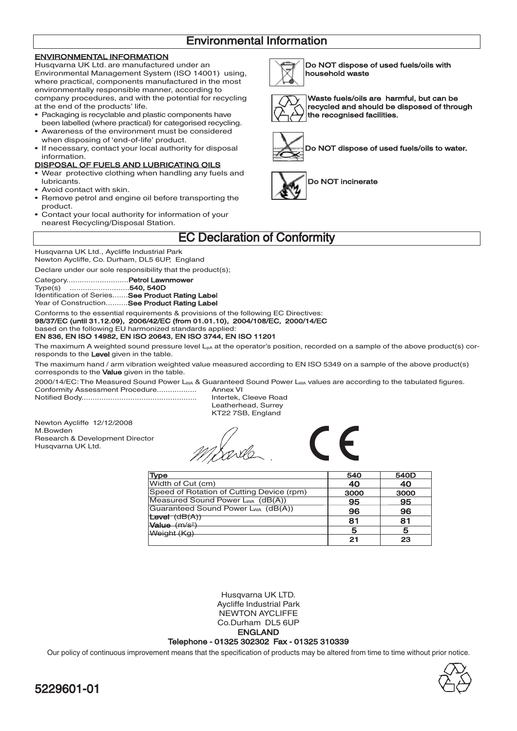# Environmental Information

## ENVIRONMENTAL INFORMATION

Husqvarna UK Ltd. are manufactured under an Environmental Management System (ISO 14001) using, where practical, components manufactured in the most environmentally responsible manner, according to company procedures, and with the potential for recycling at the end of the products' life.

- Packaging is recyclable and plastic components have been labelled (where practical) for categorised recycling.
- Awareness of the environment must be considered when disposing of 'end-of-life' product.
- If necessary, contact your local authority for disposal information.

## DISPOSAL OF FUELS AND LUBRICATING OILS

- Wear protective clothing when handling any fuels and lubricants.
- Avoid contact with skin.
- Remove petrol and engine oil before transporting the product.
- Contact your local authority for information of your nearest Recycling/Disposal Station.

**Do NOT dispose of used fuels/oils with household waste**

**Waste fuels/oils are harmful, but can be recycled and should be disposed of through the recognised facilities.**

**Do NOT dispose of used fuels/oils to water.**

**Do NOT incinerate**

# EC Declaration of Conformity

Husqvarna UK Ltd., Aycliffe Industrial Park
Newton Aycliffe, Co. Durham, DL5 6UP, England

Declare under our sole responsibility that the product(s);

Category............................**Petrol Lawnmower**
Type(s) ...........................**540, 540D**
Identification of Series.......**See Product Rating Label**
Year of Construction..........**See Product Rating Label**

Conforms to the essential requirements & provisions of the following EC Directives:
**98/37/EC (until 31.12.09), 2006/42/EC (from 01.01.10), 2004/108/EC, 2000/14/EC**
based on the following EU harmonized standards applied:
**EN 836, EN ISO 14982, EN ISO 20643, EN ISO 3744, EN ISO 11201**

The maximum A weighted sound pressure level $L_{pA}$ at the operator's position, recorded on a sample of the above product(s) corresponds to the **Level** given in the table.

The maximum hand / arm vibration weighted value measured according to EN ISO 5349 on a sample of the above product(s) corresponds to the **Value** given in the table.

2000/14/EC: The Measured Sound Power $L_{WA}$ & Guaranteed Sound Power $L_{WA}$ values are according to the tabulated figures.

Conformity Assessment Procedure.................. Annex VI
Notified Body.................................................... Intertek, Cleeve Road
Leatherhead, Surrey
KT22 7SB, England

Newton Aycliffe 12/12/2008
M.Bowden
Research & Development Director
Husqvarna UK Ltd.

| **Type** | **540** | **540D** |
|---|---|---|
| Width of Cut (cm) | 40 | 40 |
| Speed of Rotation of Cutting Device (rpm) | 3000 | 3000 |
| Measured Sound Power $L_{WA}$ (dB(A)) | 95 | 95 |
| Guaranteed Sound Power $L_{WA}$ (dB(A)) | 96 | 96 |
| **Level** (dB(A)) | 81 | 81 |
| **Value** ($m/s^2$) | 5 | 5 |
| Weight (Kg) | 21 | 23 |

Husqvarna UK LTD.
Aycliffe Industrial Park
NEWTON AYCLIFFE
Co.Durham DL5 6UP
**ENGLAND**
**Telephone - 01325 302302 Fax - 01325 310339**

Our policy of continuous improvement means that the specification of products may be altered from time to time without prior notice.

**5229601-01**